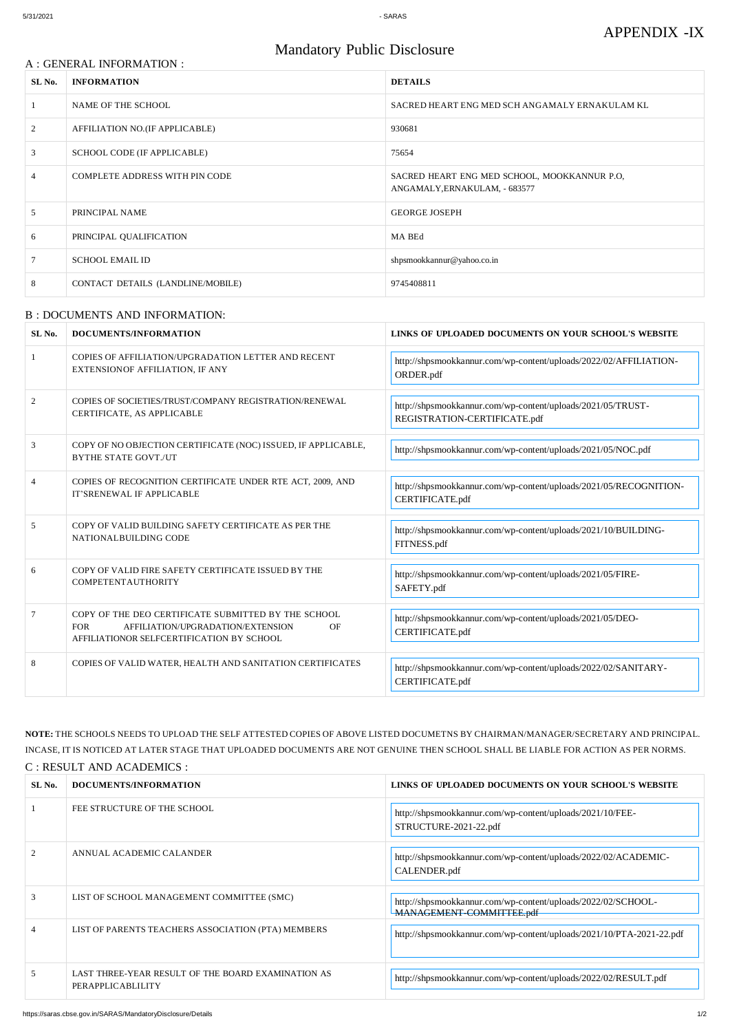APPENDIX -IX

# Mandatory Public Disclosure

## A : GENERAL INFORMATION :

| SL No. | INFORMATION | DETAILS |
|---|---|---|
| 1 | NAME OF THE SCHOOL | SACRED HEART ENG MED SCH ANGAMALY ERNAKULAM KL |
| 2 | AFFILIATION NO.(IF APPLICABLE) | 930681 |
| 3 | SCHOOL CODE (IF APPLICABLE) | 75654 |
| 4 | COMPLETE ADDRESS WITH PIN CODE | SACRED HEART ENG MED SCHOOL, MOOKKANNUR P.O, ANGAMALY,ERNAKULAM, - 683577 |
| 5 | PRINCIPAL NAME | GEORGE JOSEPH |
| 6 | PRINCIPAL QUALIFICATION | MA BEd |
| 7 | SCHOOL EMAIL ID | shpsmookkannur@yahoo.co.in |
| 8 | CONTACT DETAILS (LANDLINE/MOBILE) | 9745408811 |

## B : DOCUMENTS AND INFORMATION:

| SL No. | DOCUMENTS/INFORMATION | LINKS OF UPLOADED DOCUMENTS ON YOUR SCHOOL'S WEBSITE |
|---|---|---|
| 1 | COPIES OF AFFILIATION/UPGRADATION LETTER AND RECENT EXTENSIONOF AFFILIATION, IF ANY | http://shpsmookkannur.com/wp-content/uploads/2022/02/AFFILIATION-ORDER.pdf |
| 2 | COPIES OF SOCIETIES/TRUST/COMPANY REGISTRATION/RENEWAL CERTIFICATE, AS APPLICABLE | http://shpsmookkannur.com/wp-content/uploads/2021/05/TRUST-REGISTRATION-CERTIFICATE.pdf |
| 3 | COPY OF NO OBJECTION CERTIFICATE (NOC) ISSUED, IF APPLICABLE, BYTHE STATE GOVT./UT | http://shpsmookkannur.com/wp-content/uploads/2021/05/NOC.pdf |
| 4 | COPIES OF RECOGNITION CERTIFICATE UNDER RTE ACT, 2009, AND IT'SRENEWAL IF APPLICABLE | http://shpsmookkannur.com/wp-content/uploads/2021/05/RECOGNITION-CERTIFICATE.pdf |
| 5 | COPY OF VALID BUILDING SAFETY CERTIFICATE AS PER THE NATIONALBUILDING CODE | http://shpsmookkannur.com/wp-content/uploads/2021/10/BUILDING-FITNESS.pdf |
| 6 | COPY OF VALID FIRE SAFETY CERTIFICATE ISSUED BY THE COMPETENTAUTHORITY | http://shpsmookkannur.com/wp-content/uploads/2021/05/FIRE-SAFETY.pdf |
| 7 | COPY OF THE DEO CERTIFICATE SUBMITTED BY THE SCHOOL FOR AFFILIATION/UPGRADATION/EXTENSION OF AFFILIATIONOR SELFCERTIFICATION BY SCHOOL | http://shpsmookkannur.com/wp-content/uploads/2021/05/DEO-CERTIFICATE.pdf |
| 8 | COPIES OF VALID WATER, HEALTH AND SANITATION CERTIFICATES | http://shpsmookkannur.com/wp-content/uploads/2022/02/SANITARY-CERTIFICATE.pdf |

**NOTE:** THE SCHOOLS NEEDS TO UPLOAD THE SELF ATTESTED COPIES OF ABOVE LISTED DOCUMETNS BY CHAIRMAN/MANAGER/SECRETARY AND PRINCIPAL. INCASE, IT IS NOTICED AT LATER STAGE THAT UPLOADED DOCUMENTS ARE NOT GENUINE THEN SCHOOL SHALL BE LIABLE FOR ACTION AS PER NORMS.

## C : RESULT AND ACADEMICS :

| SL No. | DOCUMENTS/INFORMATION | LINKS OF UPLOADED DOCUMENTS ON YOUR SCHOOL'S WEBSITE |
|---|---|---|
| 1 | FEE STRUCTURE OF THE SCHOOL | http://shpsmookkannur.com/wp-content/uploads/2021/10/FEE-STRUCTURE-2021-22.pdf |
| 2 | ANNUAL ACADEMIC CALANDER | http://shpsmookkannur.com/wp-content/uploads/2022/02/ACADEMIC-CALENDER.pdf |
| 3 | LIST OF SCHOOL MANAGEMENT COMMITTEE (SMC) | http://shpsmookkannur.com/wp-content/uploads/2022/02/SCHOOL-MANAGEMENT-COMMITTEE.pdf |
| 4 | LIST OF PARENTS TEACHERS ASSOCIATION (PTA) MEMBERS | http://shpsmookkannur.com/wp-content/uploads/2021/10/PTA-2021-22.pdf |
| 5 | LAST THREE-YEAR RESULT OF THE BOARD EXAMINATION AS PERAPPLICABLILITY | http://shpsmookkannur.com/wp-content/uploads/2022/02/RESULT.pdf |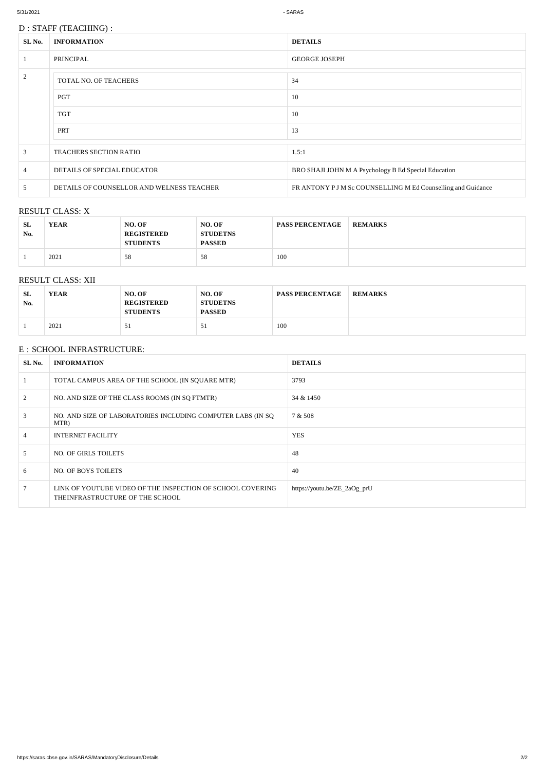## D : STAFF (TEACHING) :

| SL No. | INFORMATION | DETAILS |
|---|---|---|
| 1 | PRINCIPAL | GEORGE JOSEPH |
| 2 | TOTAL NO. OF TEACHERS | 34 |
| | PGT | 10 |
| | TGT | 10 |
| | PRT | 13 |
| 3 | TEACHERS SECTION RATIO | 1.5:1 |
| 4 | DETAILS OF SPECIAL EDUCATOR | BRO SHAJI JOHN M A Psychology B Ed Special Education |
| 5 | DETAILS OF COUNSELLOR AND WELNESS TEACHER | FR ANTONY P J M Sc COUNSELLING M Ed Counselling and Guidance |

## RESULT CLASS: X

| SL No. | YEAR | NO. OF REGISTERED STUDENTS | NO. OF STUDETNS PASSED | PASS PERCENTAGE | REMARKS |
|---|---|---|---|---|---|
| 1 | 2021 | 58 | 58 | 100 | |

## RESULT CLASS: XII

| SL No. | YEAR | NO. OF REGISTERED STUDENTS | NO. OF STUDETNS PASSED | PASS PERCENTAGE | REMARKS |
|---|---|---|---|---|---|
| 1 | 2021 | 51 | 51 | 100 | |

## E : SCHOOL INFRASTRUCTURE:

| SL No. | INFORMATION | DETAILS |
|---|---|---|
| 1 | TOTAL CAMPUS AREA OF THE SCHOOL (IN SQUARE MTR) | 3793 |
| 2 | NO. AND SIZE OF THE CLASS ROOMS (IN SQ FTMTR) | 34 & 1450 |
| 3 | NO. AND SIZE OF LABORATORIES INCLUDING COMPUTER LABS (IN SQ MTR) | 7 & 508 |
| 4 | INTERNET FACILITY | YES |
| 5 | NO. OF GIRLS TOILETS | 48 |
| 6 | NO. OF BOYS TOILETS | 40 |
| 7 | LINK OF YOUTUBE VIDEO OF THE INSPECTION OF SCHOOL COVERING THEINFRASTRUCTURE OF THE SCHOOL | https://youtu.be/ZE_2aOg_prU |